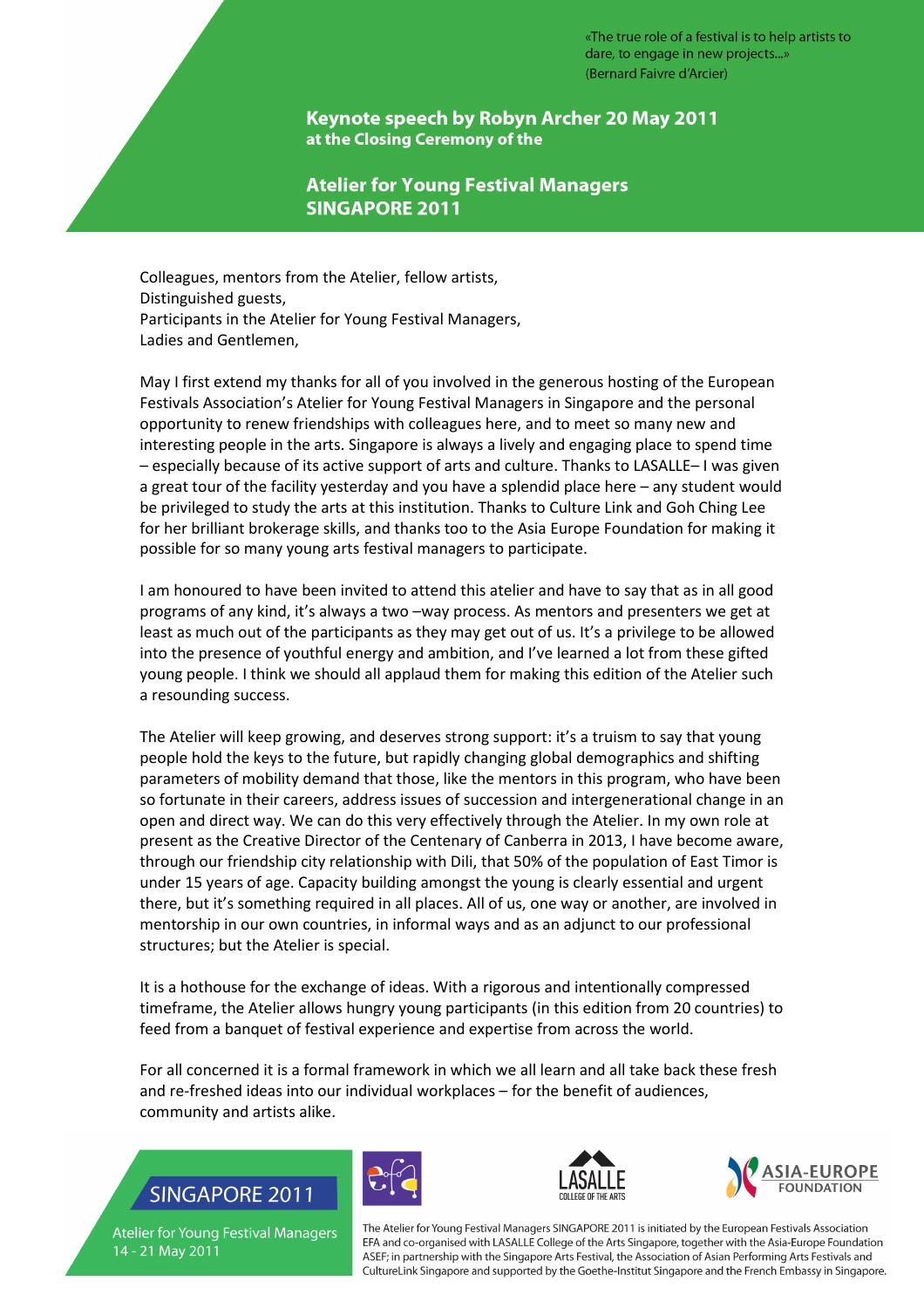«The true role of a festival is to help artists to dare, to engage in new projects...»
(Bernard Faivre d'Arcier)

# Keynote speech by Robyn Archer 20 May 2011
## at the Closing Ceremony of the

## Atelier for Young Festival Managers SINGAPORE 2011

Colleagues, mentors from the Atelier, fellow artists,
Distinguished guests,
Participants in the Atelier for Young Festival Managers,
Ladies and Gentlemen,

May I first extend my thanks for all of you involved in the generous hosting of the European Festivals Association's Atelier for Young Festival Managers in Singapore and the personal opportunity to renew friendships with colleagues here, and to meet so many new and interesting people in the arts. Singapore is always a lively and engaging place to spend time – especially because of its active support of arts and culture. Thanks to LASALLE– I was given a great tour of the facility yesterday and you have a splendid place here – any student would be privileged to study the arts at this institution. Thanks to Culture Link and Goh Ching Lee for her brilliant brokerage skills, and thanks too to the Asia Europe Foundation for making it possible for so many young arts festival managers to participate.

I am honoured to have been invited to attend this atelier and have to say that as in all good programs of any kind, it's always a two –way process. As mentors and presenters we get at least as much out of the participants as they may get out of us. It's a privilege to be allowed into the presence of youthful energy and ambition, and I've learned a lot from these gifted young people. I think we should all applaud them for making this edition of the Atelier such a resounding success.

The Atelier will keep growing, and deserves strong support: it's a truism to say that young people hold the keys to the future, but rapidly changing global demographics and shifting parameters of mobility demand that those, like the mentors in this program, who have been so fortunate in their careers, address issues of succession and intergenerational change in an open and direct way. We can do this very effectively through the Atelier. In my own role at present as the Creative Director of the Centenary of Canberra in 2013, I have become aware, through our friendship city relationship with Dili, that 50% of the population of East Timor is under 15 years of age. Capacity building amongst the young is clearly essential and urgent there, but it's something required in all places. All of us, one way or another, are involved in mentorship in our own countries, in informal ways and as an adjunct to our professional structures; but the Atelier is special.

It is a hothouse for the exchange of ideas. With a rigorous and intentionally compressed timeframe, the Atelier allows hungry young participants (in this edition from 20 countries) to feed from a banquet of festival experience and expertise from across the world.

For all concerned it is a formal framework in which we all learn and all take back these fresh and re-freshed ideas into our individual workplaces – for the benefit of audiences, community and artists alike.

SINGAPORE 2011
Atelier for Young Festival Managers
14 - 21 May 2011

The Atelier for Young Festival Managers SINGAPORE 2011 is initiated by the European Festivals Association EFA and co-organised with LASALLE College of the Arts Singapore, together with the Asia-Europe Foundation ASEF; in partnership with the Singapore Arts Festival, the Association of Asian Performing Arts Festivals and CultureLink Singapore and supported by the Goethe-Institut Singapore and the French Embassy in Singapore.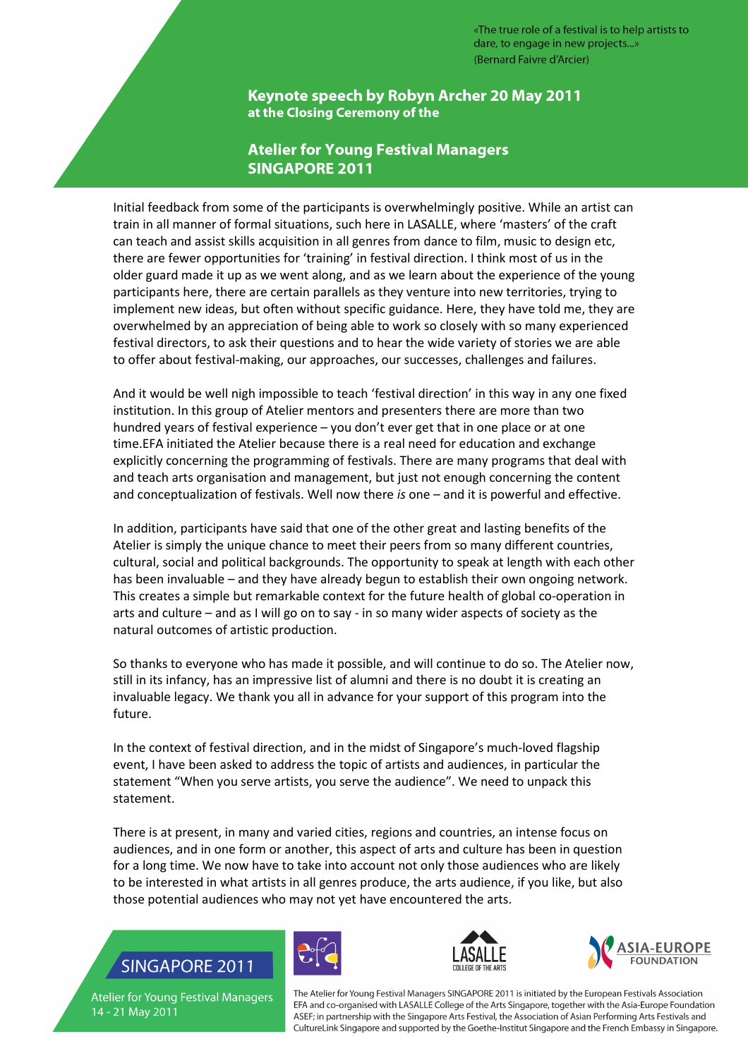«The true role of a festival is to help artists to dare, to engage in new projects...»
(Bernard Faivre d'Arcier)

## Keynote speech by Robyn Archer 20 May 2011
### at the Closing Ceremony of the

## Atelier for Young Festival Managers
## SINGAPORE 2011

Initial feedback from some of the participants is overwhelmingly positive. While an artist can train in all manner of formal situations, such here in LASALLE, where 'masters' of the craft can teach and assist skills acquisition in all genres from dance to film, music to design etc, there are fewer opportunities for 'training' in festival direction. I think most of us in the older guard made it up as we went along, and as we learn about the experience of the young participants here, there are certain parallels as they venture into new territories, trying to implement new ideas, but often without specific guidance. Here, they have told me, they are overwhelmed by an appreciation of being able to work so closely with so many experienced festival directors, to ask their questions and to hear the wide variety of stories we are able to offer about festival-making, our approaches, our successes, challenges and failures.

And it would be well nigh impossible to teach 'festival direction' in this way in any one fixed institution. In this group of Atelier mentors and presenters there are more than two hundred years of festival experience – you don't ever get that in one place or at one time.EFA initiated the Atelier because there is a real need for education and exchange explicitly concerning the programming of festivals. There are many programs that deal with and teach arts organisation and management, but just not enough concerning the content and conceptualization of festivals. Well now there *is* one – and it is powerful and effective.

In addition, participants have said that one of the other great and lasting benefits of the Atelier is simply the unique chance to meet their peers from so many different countries, cultural, social and political backgrounds. The opportunity to speak at length with each other has been invaluable – and they have already begun to establish their own ongoing network. This creates a simple but remarkable context for the future health of global co-operation in arts and culture – and as I will go on to say - in so many wider aspects of society as the natural outcomes of artistic production.

So thanks to everyone who has made it possible, and will continue to do so. The Atelier now, still in its infancy, has an impressive list of alumni and there is no doubt it is creating an invaluable legacy. We thank you all in advance for your support of this program into the future.

In the context of festival direction, and in the midst of Singapore's much-loved flagship event, I have been asked to address the topic of artists and audiences, in particular the statement "When you serve artists, you serve the audience". We need to unpack this statement.

There is at present, in many and varied cities, regions and countries, an intense focus on audiences, and in one form or another, this aspect of arts and culture has been in question for a long time. We now have to take into account not only those audiences who are likely to be interested in what artists in all genres produce, the arts audience, if you like, but also those potential audiences who may not yet have encountered the arts.

SINGAPORE 2011

Atelier for Young Festival Managers
14 - 21 May 2011

The Atelier for Young Festival Managers SINGAPORE 2011 is initiated by the European Festivals Association EFA and co-organised with LASALLE College of the Arts Singapore, together with the Asia-Europe Foundation ASEF; in partnership with the Singapore Arts Festival, the Association of Asian Performing Arts Festivals and CultureLink Singapore and supported by the Goethe-Institut Singapore and the French Embassy in Singapore.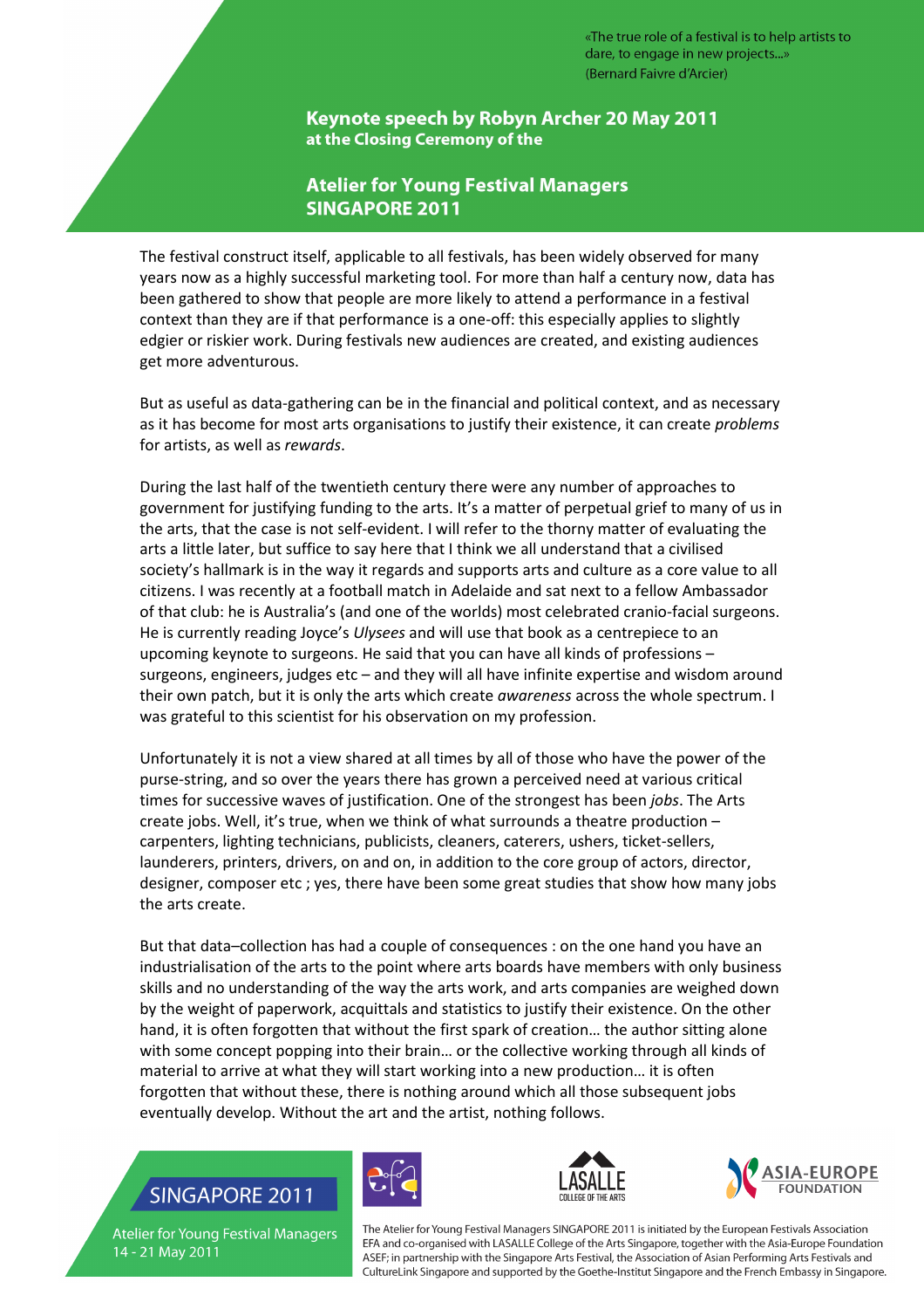«The true role of a festival is to help artists to dare, to engage in new projects...» (Bernard Faivre d'Arcier)

**Keynote speech by Robyn Archer 20 May 2011**
**at the Closing Ceremony of the**

## Atelier for Young Festival Managers SINGAPORE 2011

The festival construct itself, applicable to all festivals, has been widely observed for many years now as a highly successful marketing tool. For more than half a century now, data has been gathered to show that people are more likely to attend a performance in a festival context than they are if that performance is a one-off: this especially applies to slightly edgier or riskier work. During festivals new audiences are created, and existing audiences get more adventurous.

But as useful as data-gathering can be in the financial and political context, and as necessary as it has become for most arts organisations to justify their existence, it can create *problems* for artists, as well as *rewards*.

During the last half of the twentieth century there were any number of approaches to government for justifying funding to the arts. It's a matter of perpetual grief to many of us in the arts, that the case is not self-evident. I will refer to the thorny matter of evaluating the arts a little later, but suffice to say here that I think we all understand that a civilised society's hallmark is in the way it regards and supports arts and culture as a core value to all citizens. I was recently at a football match in Adelaide and sat next to a fellow Ambassador of that club: he is Australia's (and one of the worlds) most celebrated cranio-facial surgeons. He is currently reading Joyce's *Ulysees* and will use that book as a centrepiece to an upcoming keynote to surgeons. He said that you can have all kinds of professions – surgeons, engineers, judges etc – and they will all have infinite expertise and wisdom around their own patch, but it is only the arts which create *awareness* across the whole spectrum. I was grateful to this scientist for his observation on my profession.

Unfortunately it is not a view shared at all times by all of those who have the power of the purse-string, and so over the years there has grown a perceived need at various critical times for successive waves of justification. One of the strongest has been *jobs*. The Arts create jobs. Well, it's true, when we think of what surrounds a theatre production – carpenters, lighting technicians, publicists, cleaners, caterers, ushers, ticket-sellers, launderers, printers, drivers, on and on, in addition to the core group of actors, director, designer, composer etc ; yes, there have been some great studies that show how many jobs the arts create.

But that data–collection has had a couple of consequences : on the one hand you have an industrialisation of the arts to the point where arts boards have members with only business skills and no understanding of the way the arts work, and arts companies are weighed down by the weight of paperwork, acquittals and statistics to justify their existence. On the other hand, it is often forgotten that without the first spark of creation… the author sitting alone with some concept popping into their brain… or the collective working through all kinds of material to arrive at what they will start working into a new production… it is often forgotten that without these, there is nothing around which all those subsequent jobs eventually develop. Without the art and the artist, nothing follows.

SINGAPORE 2011

Atelier for Young Festival Managers 14 - 21 May 2011

The Atelier for Young Festival Managers SINGAPORE 2011 is initiated by the European Festivals Association EFA and co-organised with LASALLE College of the Arts Singapore, together with the Asia-Europe Foundation ASEF; in partnership with the Singapore Arts Festival, the Association of Asian Performing Arts Festivals and CultureLink Singapore and supported by the Goethe-Institut Singapore and the French Embassy in Singapore.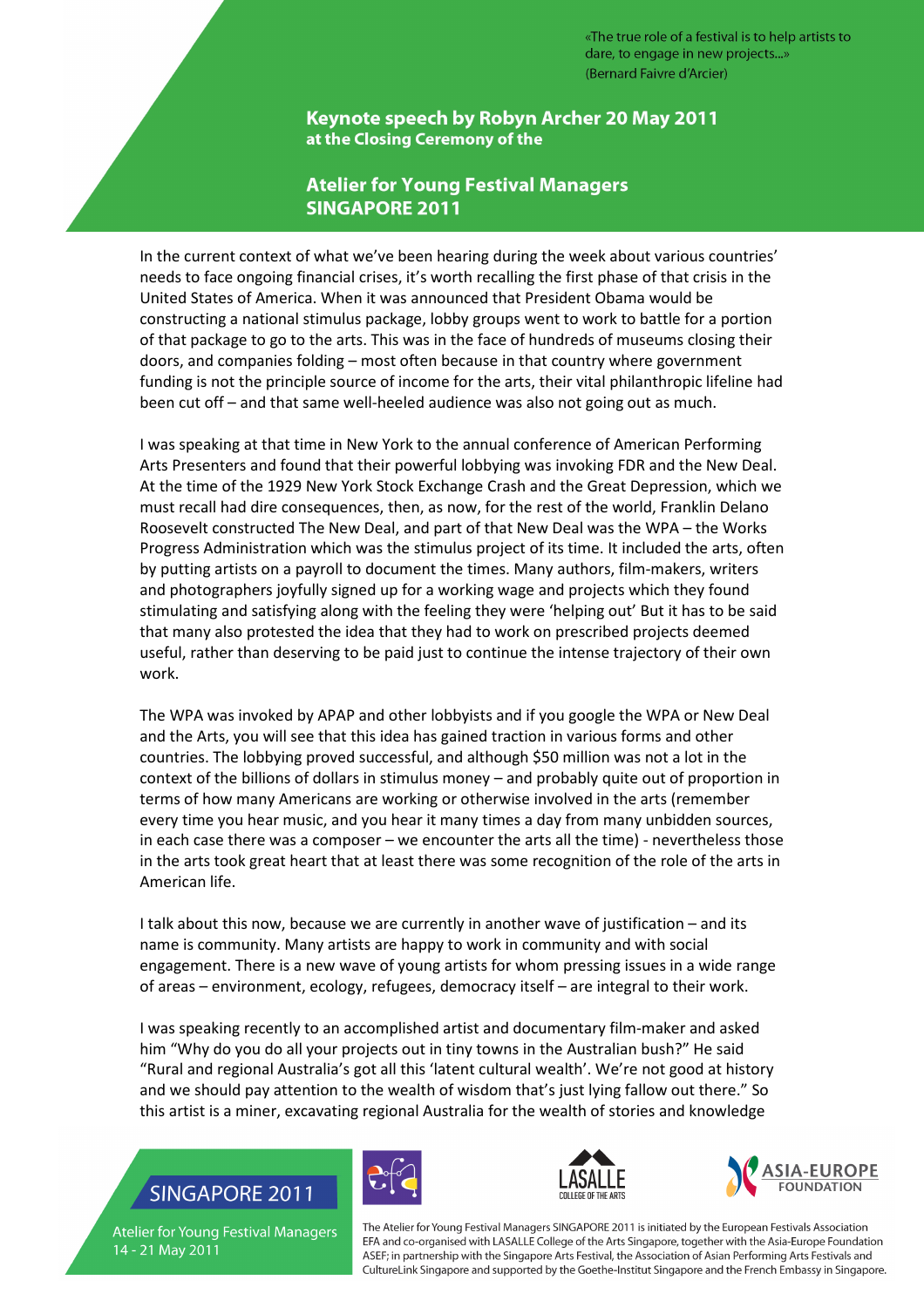In the current context of what we've been hearing during the week about various countries' needs to face ongoing financial crises, it's worth recalling the first phase of that crisis in the United States of America. When it was announced that President Obama would be constructing a national stimulus package, lobby groups went to work to battle for a portion of that package to go to the arts. This was in the face of hundreds of museums closing their doors, and companies folding – most often because in that country where government funding is not the principle source of income for the arts, their vital philanthropic lifeline had been cut off – and that same well-heeled audience was also not going out as much.

I was speaking at that time in New York to the annual conference of American Performing Arts Presenters and found that their powerful lobbying was invoking FDR and the New Deal. At the time of the 1929 New York Stock Exchange Crash and the Great Depression, which we must recall had dire consequences, then, as now, for the rest of the world, Franklin Delano Roosevelt constructed The New Deal, and part of that New Deal was the WPA – the Works Progress Administration which was the stimulus project of its time. It included the arts, often by putting artists on a payroll to document the times. Many authors, film-makers, writers and photographers joyfully signed up for a working wage and projects which they found stimulating and satisfying along with the feeling they were 'helping out' But it has to be said that many also protested the idea that they had to work on prescribed projects deemed useful, rather than deserving to be paid just to continue the intense trajectory of their own work.

The WPA was invoked by APAP and other lobbyists and if you google the WPA or New Deal and the Arts, you will see that this idea has gained traction in various forms and other countries. The lobbying proved successful, and although $50 million was not a lot in the context of the billions of dollars in stimulus money – and probably quite out of proportion in terms of how many Americans are working or otherwise involved in the arts (remember every time you hear music, and you hear it many times a day from many unbidden sources, in each case there was a composer – we encounter the arts all the time) - nevertheless those in the arts took great heart that at least there was some recognition of the role of the arts in American life.

I talk about this now, because we are currently in another wave of justification – and its name is community. Many artists are happy to work in community and with social engagement. There is a new wave of young artists for whom pressing issues in a wide range of areas – environment, ecology, refugees, democracy itself – are integral to their work.

I was speaking recently to an accomplished artist and documentary film-maker and asked him "Why do you do all your projects out in tiny towns in the Australian bush?" He said "Rural and regional Australia's got all this 'latent cultural wealth'. We're not good at history and we should pay attention to the wealth of wisdom that's just lying fallow out there." So this artist is a miner, excavating regional Australia for the wealth of stories and knowledge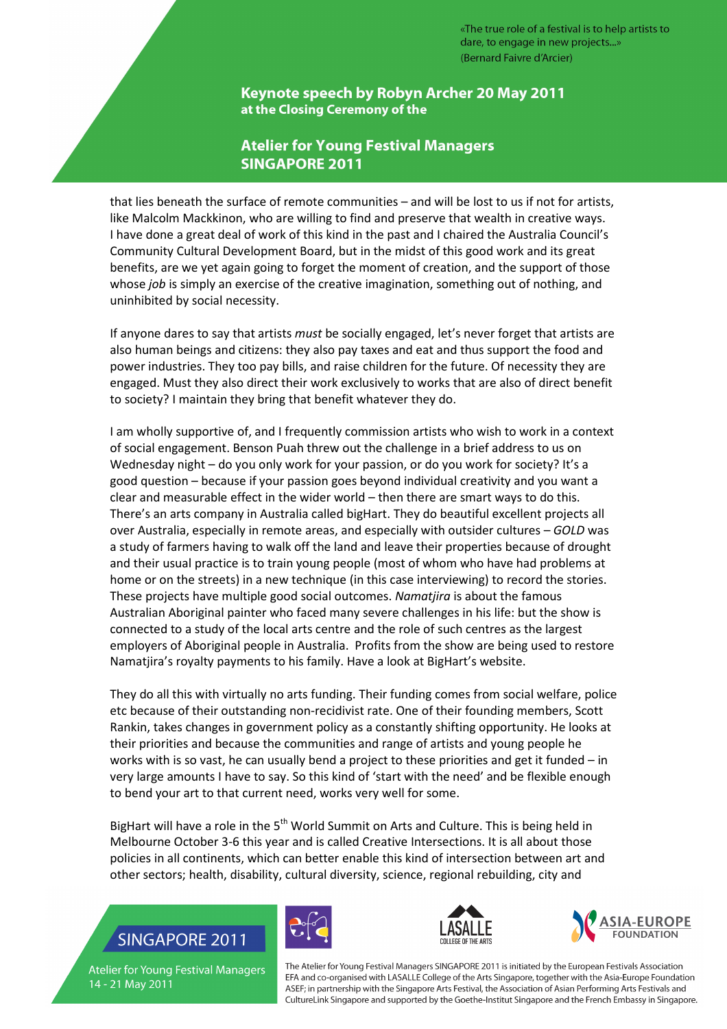that lies beneath the surface of remote communities – and will be lost to us if not for artists, like Malcolm Mackkinon, who are willing to find and preserve that wealth in creative ways. I have done a great deal of work of this kind in the past and I chaired the Australia Council's Community Cultural Development Board, but in the midst of this good work and its great benefits, are we yet again going to forget the moment of creation, and the support of those whose *job* is simply an exercise of the creative imagination, something out of nothing, and uninhibited by social necessity.

If anyone dares to say that artists *must* be socially engaged, let's never forget that artists are also human beings and citizens: they also pay taxes and eat and thus support the food and power industries. They too pay bills, and raise children for the future. Of necessity they are engaged. Must they also direct their work exclusively to works that are also of direct benefit to society? I maintain they bring that benefit whatever they do.

I am wholly supportive of, and I frequently commission artists who wish to work in a context of social engagement. Benson Puah threw out the challenge in a brief address to us on Wednesday night – do you only work for your passion, or do you work for society? It's a good question – because if your passion goes beyond individual creativity and you want a clear and measurable effect in the wider world – then there are smart ways to do this. There's an arts company in Australia called bigHart. They do beautiful excellent projects all over Australia, especially in remote areas, and especially with outsider cultures – *GOLD* was a study of farmers having to walk off the land and leave their properties because of drought and their usual practice is to train young people (most of whom who have had problems at home or on the streets) in a new technique (in this case interviewing) to record the stories. These projects have multiple good social outcomes. *Namatjira* is about the famous Australian Aboriginal painter who faced many severe challenges in his life: but the show is connected to a study of the local arts centre and the role of such centres as the largest employers of Aboriginal people in Australia. Profits from the show are being used to restore Namatjira's royalty payments to his family. Have a look at BigHart's website.

They do all this with virtually no arts funding. Their funding comes from social welfare, police etc because of their outstanding non-recidivist rate. One of their founding members, Scott Rankin, takes changes in government policy as a constantly shifting opportunity. He looks at their priorities and because the communities and range of artists and young people he works with is so vast, he can usually bend a project to these priorities and get it funded – in very large amounts I have to say. So this kind of 'start with the need' and be flexible enough to bend your art to that current need, works very well for some.

BigHart will have a role in the 5th World Summit on Arts and Culture. This is being held in Melbourne October 3-6 this year and is called Creative Intersections. It is all about those policies in all continents, which can better enable this kind of intersection between art and other sectors; health, disability, cultural diversity, science, regional rebuilding, city and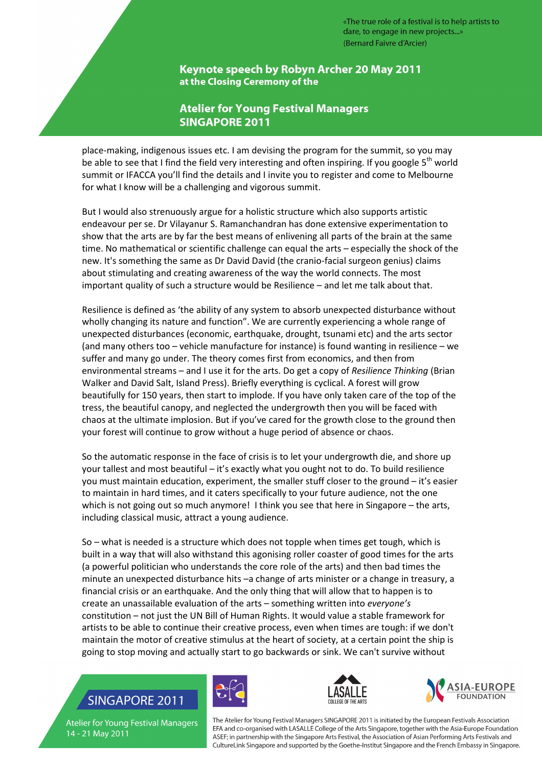place-making, indigenous issues etc. I am devising the program for the summit, so you may be able to see that I find the field very interesting and often inspiring. If you google 5th world summit or IFACCA you'll find the details and I invite you to register and come to Melbourne for what I know will be a challenging and vigorous summit.

But I would also strenuously argue for a holistic structure which also supports artistic endeavour per se. Dr Vilayanur S. Ramanchandran has done extensive experimentation to show that the arts are by far the best means of enlivening all parts of the brain at the same time. No mathematical or scientific challenge can equal the arts – especially the shock of the new. It's something the same as Dr David David (the cranio-facial surgeon genius) claims about stimulating and creating awareness of the way the world connects. The most important quality of such a structure would be Resilience – and let me talk about that.

Resilience is defined as 'the ability of any system to absorb unexpected disturbance without wholly changing its nature and function". We are currently experiencing a whole range of unexpected disturbances (economic, earthquake, drought, tsunami etc) and the arts sector (and many others too – vehicle manufacture for instance) is found wanting in resilience – we suffer and many go under. The theory comes first from economics, and then from environmental streams – and I use it for the arts. Do get a copy of *Resilience Thinking* (Brian Walker and David Salt, Island Press). Briefly everything is cyclical. A forest will grow beautifully for 150 years, then start to implode. If you have only taken care of the top of the tress, the beautiful canopy, and neglected the undergrowth then you will be faced with chaos at the ultimate implosion. But if you've cared for the growth close to the ground then your forest will continue to grow without a huge period of absence or chaos.

So the automatic response in the face of crisis is to let your undergrowth die, and shore up your tallest and most beautiful – it's exactly what you ought not to do. To build resilience you must maintain education, experiment, the smaller stuff closer to the ground – it's easier to maintain in hard times, and it caters specifically to your future audience, not the one which is not going out so much anymore! I think you see that here in Singapore – the arts, including classical music, attract a young audience.

So – what is needed is a structure which does not topple when times get tough, which is built in a way that will also withstand this agonising roller coaster of good times for the arts (a powerful politician who understands the core role of the arts) and then bad times the minute an unexpected disturbance hits –a change of arts minister or a change in treasury, a financial crisis or an earthquake. And the only thing that will allow that to happen is to create an unassailable evaluation of the arts – something written into *everyone's* constitution – not just the UN Bill of Human Rights. It would value a stable framework for artists to be able to continue their creative process, even when times are tough: if we don't maintain the motor of creative stimulus at the heart of society, at a certain point the ship is going to stop moving and actually start to go backwards or sink. We can't survive without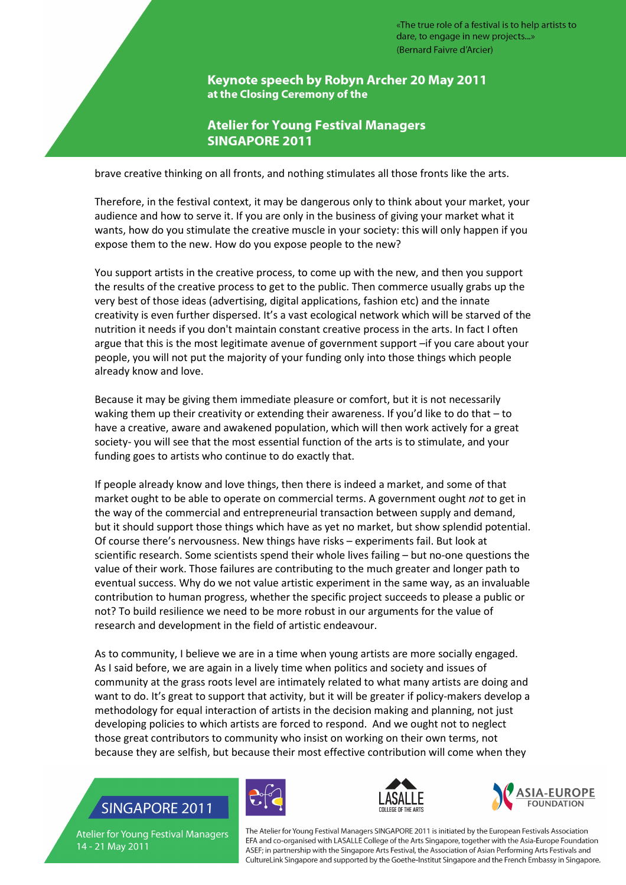brave creative thinking on all fronts, and nothing stimulates all those fronts like the arts.

Therefore, in the festival context, it may be dangerous only to think about your market, your audience and how to serve it. If you are only in the business of giving your market what it wants, how do you stimulate the creative muscle in your society: this will only happen if you expose them to the new. How do you expose people to the new?

You support artists in the creative process, to come up with the new, and then you support the results of the creative process to get to the public. Then commerce usually grabs up the very best of those ideas (advertising, digital applications, fashion etc) and the innate creativity is even further dispersed. It's a vast ecological network which will be starved of the nutrition it needs if you don't maintain constant creative process in the arts. In fact I often argue that this is the most legitimate avenue of government support –if you care about your people, you will not put the majority of your funding only into those things which people already know and love.

Because it may be giving them immediate pleasure or comfort, but it is not necessarily waking them up their creativity or extending their awareness. If you'd like to do that – to have a creative, aware and awakened population, which will then work actively for a great society- you will see that the most essential function of the arts is to stimulate, and your funding goes to artists who continue to do exactly that.

If people already know and love things, then there is indeed a market, and some of that market ought to be able to operate on commercial terms. A government ought *not* to get in the way of the commercial and entrepreneurial transaction between supply and demand, but it should support those things which have as yet no market, but show splendid potential. Of course there's nervousness. New things have risks – experiments fail. But look at scientific research. Some scientists spend their whole lives failing – but no-one questions the value of their work. Those failures are contributing to the much greater and longer path to eventual success. Why do we not value artistic experiment in the same way, as an invaluable contribution to human progress, whether the specific project succeeds to please a public or not? To build resilience we need to be more robust in our arguments for the value of research and development in the field of artistic endeavour.

As to community, I believe we are in a time when young artists are more socially engaged. As I said before, we are again in a lively time when politics and society and issues of community at the grass roots level are intimately related to what many artists are doing and want to do. It's great to support that activity, but it will be greater if policy-makers develop a methodology for equal interaction of artists in the decision making and planning, not just developing policies to which artists are forced to respond. And we ought not to neglect those great contributors to community who insist on working on their own terms, not because they are selfish, but because their most effective contribution will come when they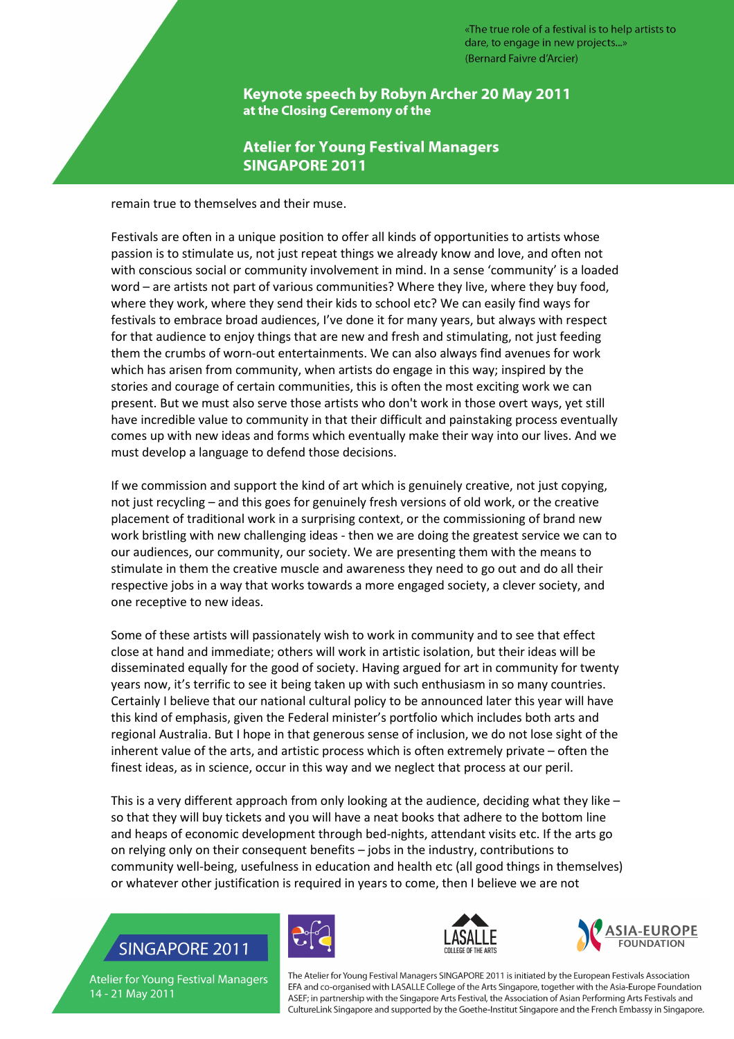remain true to themselves and their muse.

Festivals are often in a unique position to offer all kinds of opportunities to artists whose passion is to stimulate us, not just repeat things we already know and love, and often not with conscious social or community involvement in mind. In a sense 'community' is a loaded word – are artists not part of various communities? Where they live, where they buy food, where they work, where they send their kids to school etc? We can easily find ways for festivals to embrace broad audiences, I've done it for many years, but always with respect for that audience to enjoy things that are new and fresh and stimulating, not just feeding them the crumbs of worn-out entertainments. We can also always find avenues for work which has arisen from community, when artists do engage in this way; inspired by the stories and courage of certain communities, this is often the most exciting work we can present. But we must also serve those artists who don't work in those overt ways, yet still have incredible value to community in that their difficult and painstaking process eventually comes up with new ideas and forms which eventually make their way into our lives. And we must develop a language to defend those decisions.

If we commission and support the kind of art which is genuinely creative, not just copying, not just recycling – and this goes for genuinely fresh versions of old work, or the creative placement of traditional work in a surprising context, or the commissioning of brand new work bristling with new challenging ideas - then we are doing the greatest service we can to our audiences, our community, our society. We are presenting them with the means to stimulate in them the creative muscle and awareness they need to go out and do all their respective jobs in a way that works towards a more engaged society, a clever society, and one receptive to new ideas.

Some of these artists will passionately wish to work in community and to see that effect close at hand and immediate; others will work in artistic isolation, but their ideas will be disseminated equally for the good of society. Having argued for art in community for twenty years now, it's terrific to see it being taken up with such enthusiasm in so many countries. Certainly I believe that our national cultural policy to be announced later this year will have this kind of emphasis, given the Federal minister's portfolio which includes both arts and regional Australia. But I hope in that generous sense of inclusion, we do not lose sight of the inherent value of the arts, and artistic process which is often extremely private – often the finest ideas, as in science, occur in this way and we neglect that process at our peril.

This is a very different approach from only looking at the audience, deciding what they like – so that they will buy tickets and you will have a neat books that adhere to the bottom line and heaps of economic development through bed-nights, attendant visits etc. If the arts go on relying only on their consequent benefits – jobs in the industry, contributions to community well-being, usefulness in education and health etc (all good things in themselves) or whatever other justification is required in years to come, then I believe we are not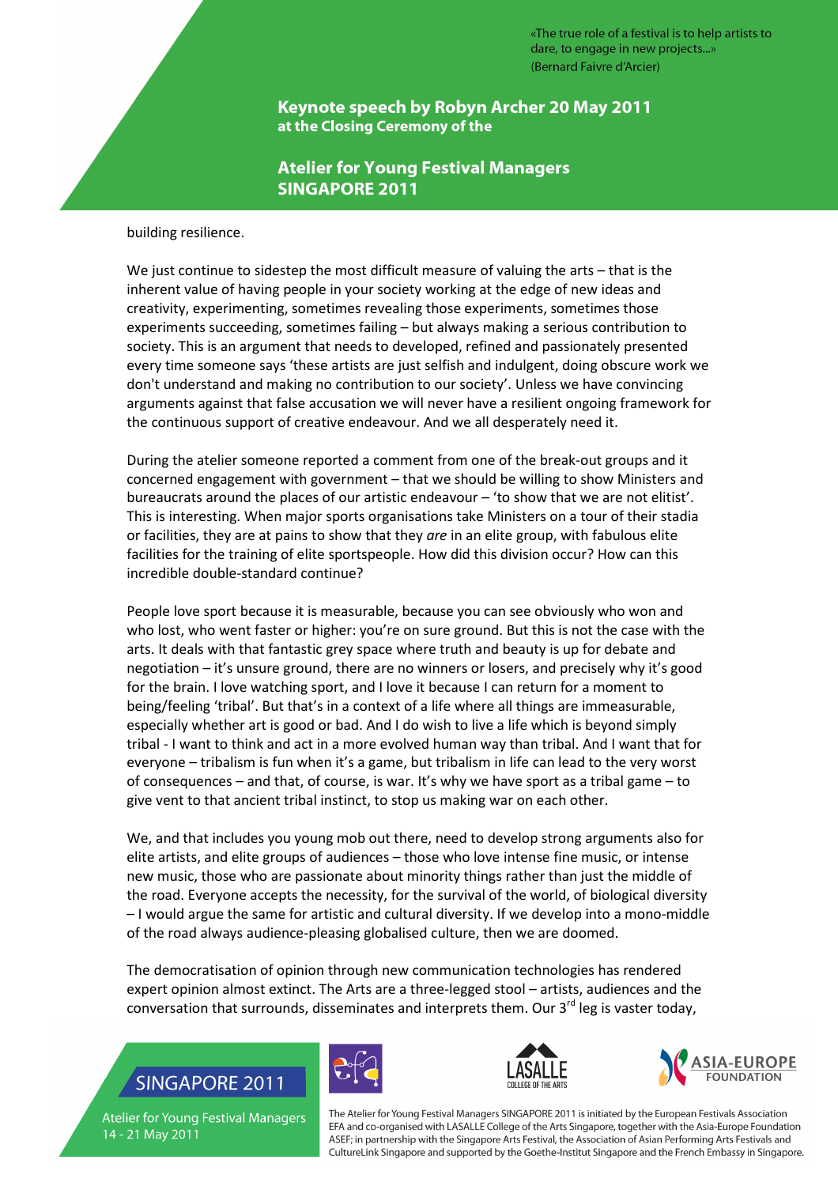building resilience.

We just continue to sidestep the most difficult measure of valuing the arts – that is the inherent value of having people in your society working at the edge of new ideas and creativity, experimenting, sometimes revealing those experiments, sometimes those experiments succeeding, sometimes failing – but always making a serious contribution to society. This is an argument that needs to developed, refined and passionately presented every time someone says 'these artists are just selfish and indulgent, doing obscure work we don't understand and making no contribution to our society'. Unless we have convincing arguments against that false accusation we will never have a resilient ongoing framework for the continuous support of creative endeavour. And we all desperately need it.

During the atelier someone reported a comment from one of the break-out groups and it concerned engagement with government – that we should be willing to show Ministers and bureaucrats around the places of our artistic endeavour – 'to show that we are not elitist'. This is interesting. When major sports organisations take Ministers on a tour of their stadia or facilities, they are at pains to show that they *are* in an elite group, with fabulous elite facilities for the training of elite sportspeople. How did this division occur? How can this incredible double-standard continue?

People love sport because it is measurable, because you can see obviously who won and who lost, who went faster or higher: you're on sure ground. But this is not the case with the arts. It deals with that fantastic grey space where truth and beauty is up for debate and negotiation – it's unsure ground, there are no winners or losers, and precisely why it's good for the brain. I love watching sport, and I love it because I can return for a moment to being/feeling 'tribal'. But that's in a context of a life where all things are immeasurable, especially whether art is good or bad. And I do wish to live a life which is beyond simply tribal - I want to think and act in a more evolved human way than tribal. And I want that for everyone – tribalism is fun when it's a game, but tribalism in life can lead to the very worst of consequences – and that, of course, is war. It's why we have sport as a tribal game – to give vent to that ancient tribal instinct, to stop us making war on each other.

We, and that includes you young mob out there, need to develop strong arguments also for elite artists, and elite groups of audiences – those who love intense fine music, or intense new music, those who are passionate about minority things rather than just the middle of the road. Everyone accepts the necessity, for the survival of the world, of biological diversity – I would argue the same for artistic and cultural diversity. If we develop into a mono-middle of the road always audience-pleasing globalised culture, then we are doomed.

The democratisation of opinion through new communication technologies has rendered expert opinion almost extinct. The Arts are a three-legged stool – artists, audiences and the conversation that surrounds, disseminates and interprets them. Our 3rd leg is vaster today,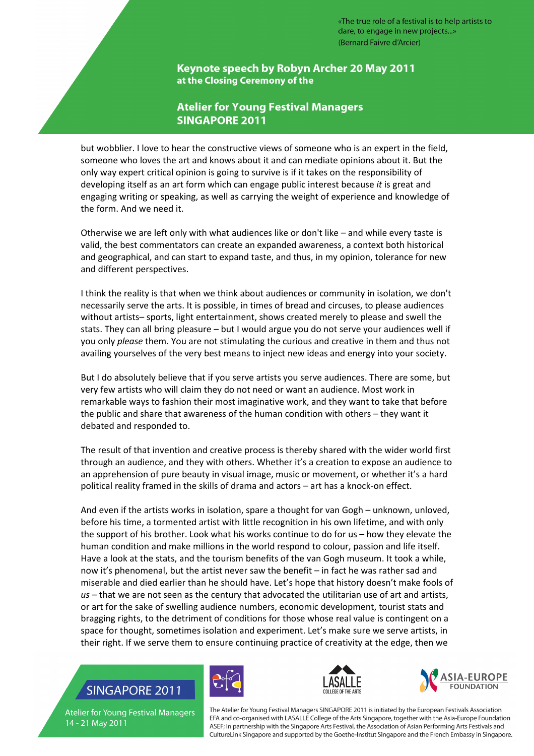but wobblier. I love to hear the constructive views of someone who is an expert in the field, someone who loves the art and knows about it and can mediate opinions about it. But the only way expert critical opinion is going to survive is if it takes on the responsibility of developing itself as an art form which can engage public interest because *it* is great and engaging writing or speaking, as well as carrying the weight of experience and knowledge of the form. And we need it.

Otherwise we are left only with what audiences like or don't like – and while every taste is valid, the best commentators can create an expanded awareness, a context both historical and geographical, and can start to expand taste, and thus, in my opinion, tolerance for new and different perspectives.

I think the reality is that when we think about audiences or community in isolation, we don't necessarily serve the arts. It is possible, in times of bread and circuses, to please audiences without artists– sports, light entertainment, shows created merely to please and swell the stats. They can all bring pleasure – but I would argue you do not serve your audiences well if you only *please* them. You are not stimulating the curious and creative in them and thus not availing yourselves of the very best means to inject new ideas and energy into your society.

But I do absolutely believe that if you serve artists you serve audiences. There are some, but very few artists who will claim they do not need or want an audience. Most work in remarkable ways to fashion their most imaginative work, and they want to take that before the public and share that awareness of the human condition with others – they want it debated and responded to.

The result of that invention and creative process is thereby shared with the wider world first through an audience, and they with others. Whether it's a creation to expose an audience to an apprehension of pure beauty in visual image, music or movement, or whether it's a hard political reality framed in the skills of drama and actors – art has a knock-on effect.

And even if the artists works in isolation, spare a thought for van Gogh – unknown, unloved, before his time, a tormented artist with little recognition in his own lifetime, and with only the support of his brother. Look what his works continue to do for us – how they elevate the human condition and make millions in the world respond to colour, passion and life itself. Have a look at the stats, and the tourism benefits of the van Gogh museum. It took a while, now it's phenomenal, but the artist never saw the benefit – in fact he was rather sad and miserable and died earlier than he should have. Let's hope that history doesn't make fools of *us* – that we are not seen as the century that advocated the utilitarian use of art and artists, or art for the sake of swelling audience numbers, economic development, tourist stats and bragging rights, to the detriment of conditions for those whose real value is contingent on a space for thought, sometimes isolation and experiment. Let's make sure we serve artists, in their right. If we serve them to ensure continuing practice of creativity at the edge, then we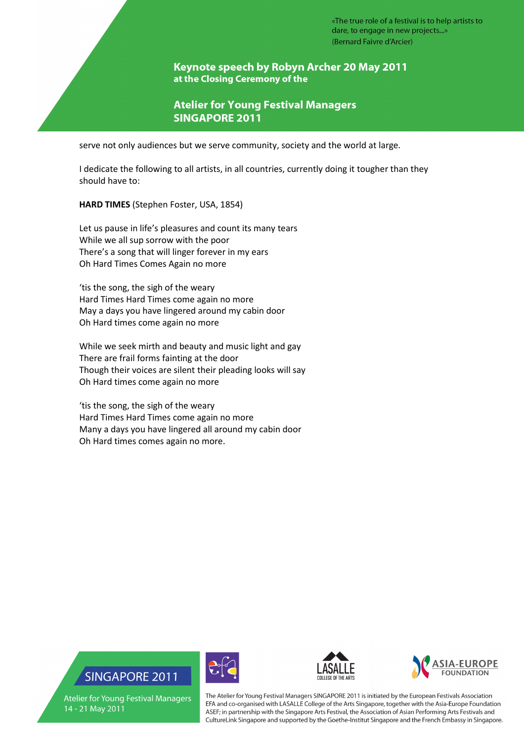serve not only audiences but we serve community, society and the world at large.

I dedicate the following to all artists, in all countries, currently doing it tougher than they should have to:

**HARD TIMES** (Stephen Foster, USA, 1854)

Let us pause in life's pleasures and count its many tears
While we all sup sorrow with the poor
There's a song that will linger forever in my ears
Oh Hard Times Comes Again no more

'tis the song, the sigh of the weary
Hard Times Hard Times come again no more
May a days you have lingered around my cabin door
Oh Hard times come again no more

While we seek mirth and beauty and music light and gay
There are frail forms fainting at the door
Though their voices are silent their pleading looks will say
Oh Hard times come again no more

'tis the song, the sigh of the weary
Hard Times Hard Times come again no more
Many a days you have lingered all around my cabin door
Oh Hard times comes again no more.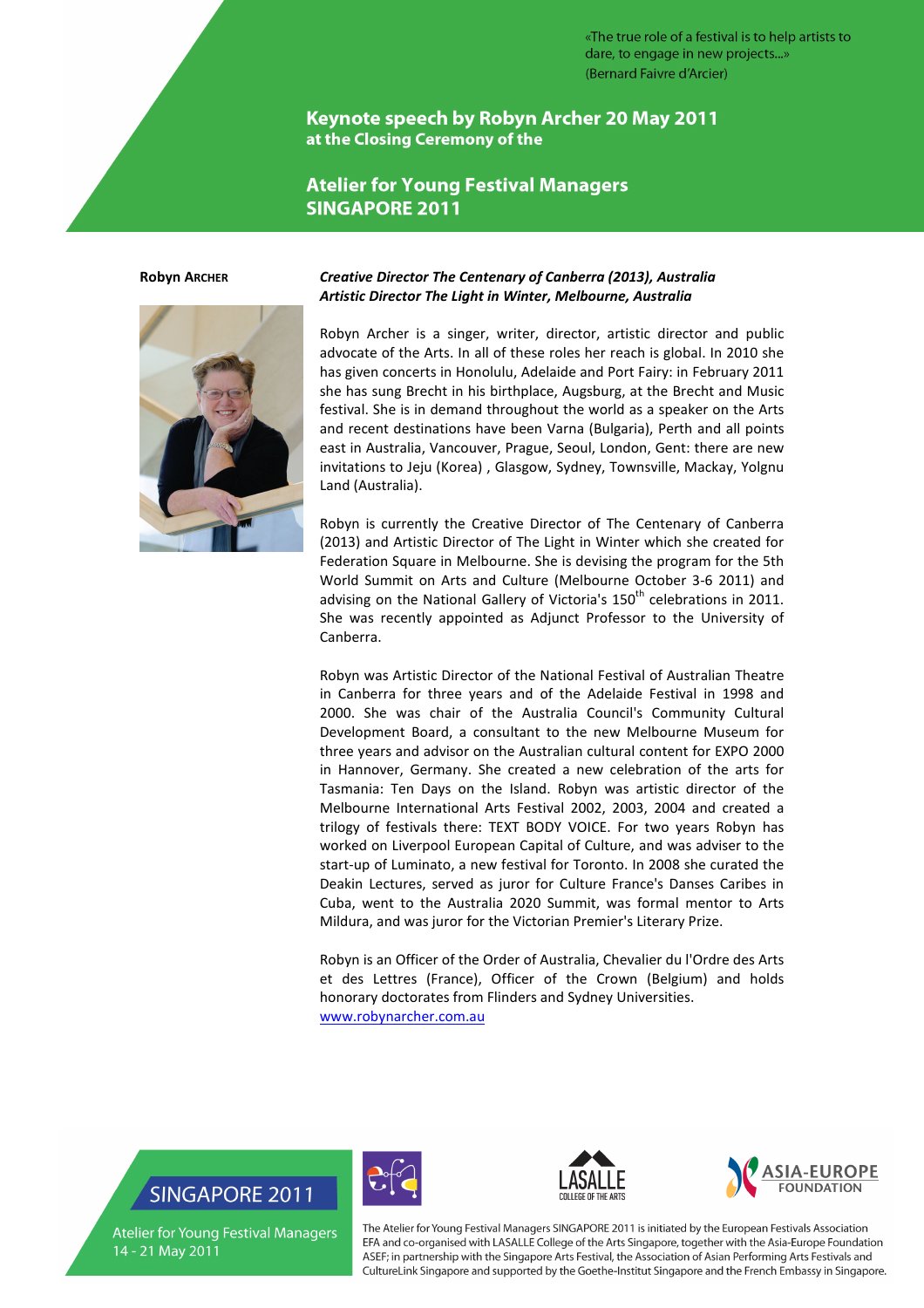«The true role of a festival is to help artists to dare, to engage in new projects...»
(Bernard Faivre d'Arcier)

# Keynote speech by Robyn Archer 20 May 2011
## at the Closing Ceremony of the

## Atelier for Young Festival Managers SINGAPORE 2011

**Robyn ARCHER**

***Creative Director The Centenary of Canberra (2013), Australia***
***Artistic Director The Light in Winter, Melbourne, Australia***

Robyn Archer is a singer, writer, director, artistic director and public advocate of the Arts. In all of these roles her reach is global. In 2010 she has given concerts in Honolulu, Adelaide and Port Fairy: in February 2011 she has sung Brecht in his birthplace, Augsburg, at the Brecht and Music festival. She is in demand throughout the world as a speaker on the Arts and recent destinations have been Varna (Bulgaria), Perth and all points east in Australia, Vancouver, Prague, Seoul, London, Gent: there are new invitations to Jeju (Korea) , Glasgow, Sydney, Townsville, Mackay, Yolgnu Land (Australia).

Robyn is currently the Creative Director of The Centenary of Canberra (2013) and Artistic Director of The Light in Winter which she created for Federation Square in Melbourne. She is devising the program for the 5th World Summit on Arts and Culture (Melbourne October 3-6 2011) and advising on the National Gallery of Victoria's 150th celebrations in 2011. She was recently appointed as Adjunct Professor to the University of Canberra.

Robyn was Artistic Director of the National Festival of Australian Theatre in Canberra for three years and of the Adelaide Festival in 1998 and 2000. She was chair of the Australia Council's Community Cultural Development Board, a consultant to the new Melbourne Museum for three years and advisor on the Australian cultural content for EXPO 2000 in Hannover, Germany. She created a new celebration of the arts for Tasmania: Ten Days on the Island. Robyn was artistic director of the Melbourne International Arts Festival 2002, 2003, 2004 and created a trilogy of festivals there: TEXT BODY VOICE. For two years Robyn has worked on Liverpool European Capital of Culture, and was adviser to the start-up of Luminato, a new festival for Toronto. In 2008 she curated the Deakin Lectures, served as juror for Culture France's Danses Caribes in Cuba, went to the Australia 2020 Summit, was formal mentor to Arts Mildura, and was juror for the Victorian Premier's Literary Prize.

Robyn is an Officer of the Order of Australia, Chevalier du l'Ordre des Arts et des Lettres (France), Officer of the Crown (Belgium) and holds honorary doctorates from Flinders and Sydney Universities.
www.robynarcher.com.au

SINGAPORE 2011
Atelier for Young Festival Managers
14 - 21 May 2011

LASALLE COLLEGE OF THE ARTS

ASIA-EUROPE FOUNDATION

The Atelier for Young Festival Managers SINGAPORE 2011 is initiated by the European Festivals Association EFA and co-organised with LASALLE College of the Arts Singapore, together with the Asia-Europe Foundation ASEF; in partnership with the Singapore Arts Festival, the Association of Asian Performing Arts Festivals and CultureLink Singapore and supported by the Goethe-Institut Singapore and the French Embassy in Singapore.